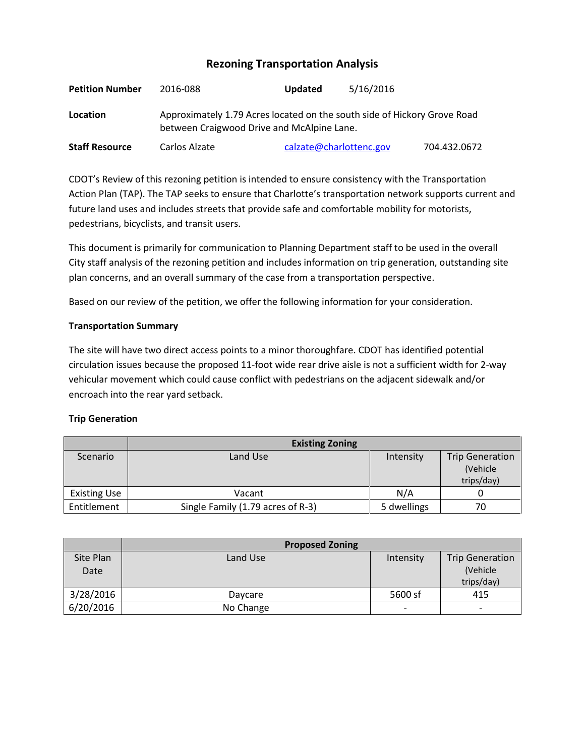# Rezoning Transportation Analysis

| | | | |
|---|---|---|---|
| **Petition Number** | 2016-088 | **Updated** | 5/16/2016 |
| **Location** | Approximately 1.79 Acres located on the south side of Hickory Grove Road between Craigwood Drive and McAlpine Lane. | | |
| **Staff Resource** | Carlos Alzate | calzate@charlottenc.gov | 704.432.0672 |

CDOT's Review of this rezoning petition is intended to ensure consistency with the Transportation Action Plan (TAP). The TAP seeks to ensure that Charlotte's transportation network supports current and future land uses and includes streets that provide safe and comfortable mobility for motorists, pedestrians, bicyclists, and transit users.

This document is primarily for communication to Planning Department staff to be used in the overall City staff analysis of the rezoning petition and includes information on trip generation, outstanding site plan concerns, and an overall summary of the case from a transportation perspective.

Based on our review of the petition, we offer the following information for your consideration.

**Transportation Summary**

The site will have two direct access points to a minor thoroughfare. CDOT has identified potential circulation issues because the proposed 11-foot wide rear drive aisle is not a sufficient width for 2-way vehicular movement which could cause conflict with pedestrians on the adjacent sidewalk and/or encroach into the rear yard setback.

**Trip Generation**

| | Existing Zoning | | |
|---|---|---|---|
| Scenario | Land Use | Intensity | Trip Generation (Vehicle trips/day) |
| Existing Use | Vacant | N/A | 0 |
| Entitlement | Single Family (1.79 acres of R-3) | 5 dwellings | 70 |

| | Proposed Zoning | | |
|---|---|---|---|
| Site Plan Date | Land Use | Intensity | Trip Generation (Vehicle trips/day) |
| 3/28/2016 | Daycare | 5600 sf | 415 |
| 6/20/2016 | No Change | - | - |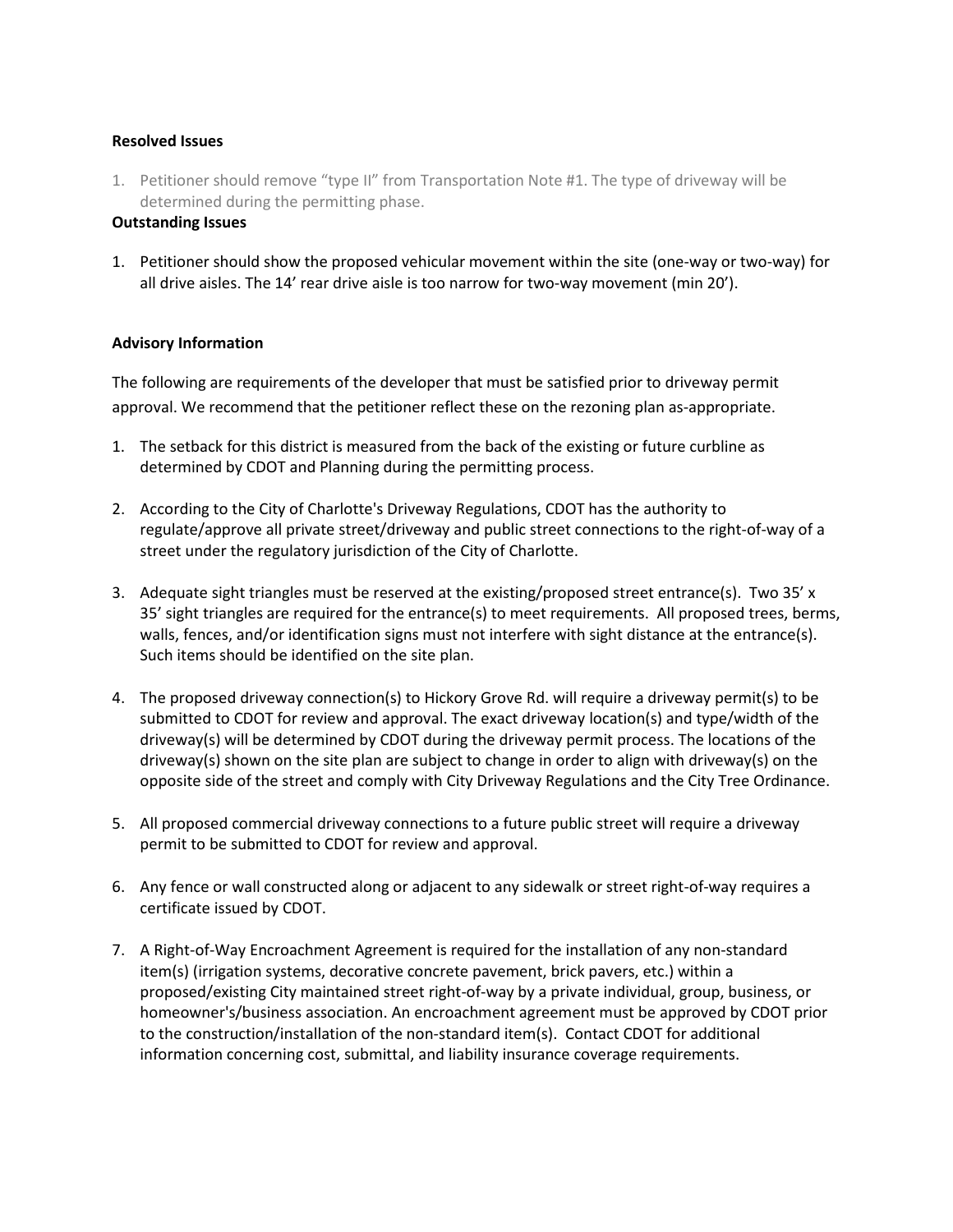**Resolved Issues**

1. Petitioner should remove "type II" from Transportation Note #1. The type of driveway will be determined during the permitting phase.

**Outstanding Issues**

1. Petitioner should show the proposed vehicular movement within the site (one-way or two-way) for all drive aisles. The 14' rear drive aisle is too narrow for two-way movement (min 20').

**Advisory Information**

The following are requirements of the developer that must be satisfied prior to driveway permit approval. We recommend that the petitioner reflect these on the rezoning plan as-appropriate.

1. The setback for this district is measured from the back of the existing or future curbline as determined by CDOT and Planning during the permitting process.

2. According to the City of Charlotte's Driveway Regulations, CDOT has the authority to regulate/approve all private street/driveway and public street connections to the right-of-way of a street under the regulatory jurisdiction of the City of Charlotte.

3. Adequate sight triangles must be reserved at the existing/proposed street entrance(s). Two 35' x 35' sight triangles are required for the entrance(s) to meet requirements. All proposed trees, berms, walls, fences, and/or identification signs must not interfere with sight distance at the entrance(s). Such items should be identified on the site plan.

4. The proposed driveway connection(s) to Hickory Grove Rd. will require a driveway permit(s) to be submitted to CDOT for review and approval. The exact driveway location(s) and type/width of the driveway(s) will be determined by CDOT during the driveway permit process. The locations of the driveway(s) shown on the site plan are subject to change in order to align with driveway(s) on the opposite side of the street and comply with City Driveway Regulations and the City Tree Ordinance.

5. All proposed commercial driveway connections to a future public street will require a driveway permit to be submitted to CDOT for review and approval.

6. Any fence or wall constructed along or adjacent to any sidewalk or street right-of-way requires a certificate issued by CDOT.

7. A Right-of-Way Encroachment Agreement is required for the installation of any non-standard item(s) (irrigation systems, decorative concrete pavement, brick pavers, etc.) within a proposed/existing City maintained street right-of-way by a private individual, group, business, or homeowner's/business association. An encroachment agreement must be approved by CDOT prior to the construction/installation of the non-standard item(s). Contact CDOT for additional information concerning cost, submittal, and liability insurance coverage requirements.